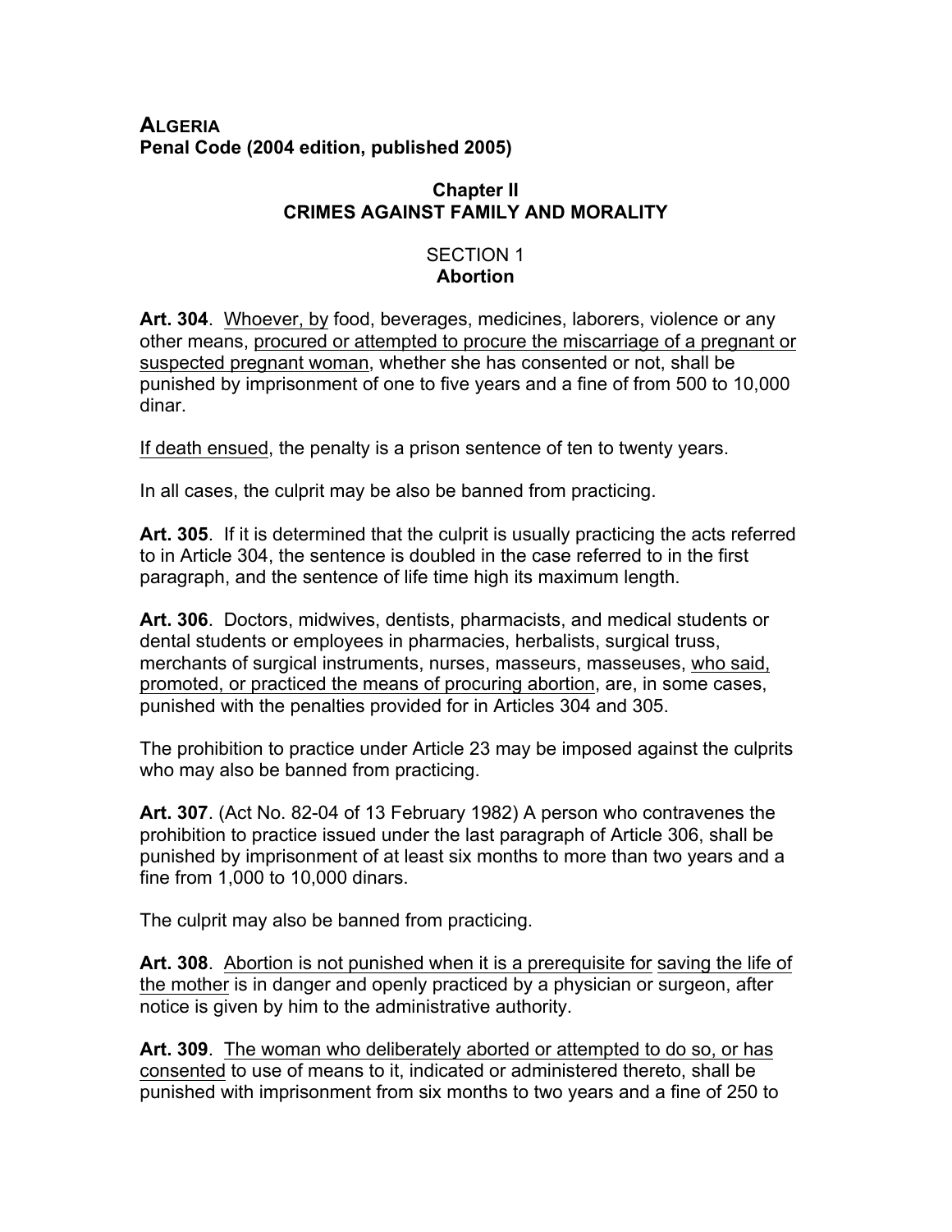**ALGERIA**
**Penal Code (2004 edition, published 2005)**

## Chapter II
## CRIMES AGAINST FAMILY AND MORALITY

### SECTION 1
### Abortion

**Art. 304**. Whoever, by food, beverages, medicines, laborers, violence or any other means, procured or attempted to procure the miscarriage of a pregnant or suspected pregnant woman, whether she has consented or not, shall be punished by imprisonment of one to five years and a fine of from 500 to 10,000 dinar.

If death ensued, the penalty is a prison sentence of ten to twenty years.

In all cases, the culprit may be also be banned from practicing.

**Art. 305**. If it is determined that the culprit is usually practicing the acts referred to in Article 304, the sentence is doubled in the case referred to in the first paragraph, and the sentence of life time high its maximum length.

**Art. 306**. Doctors, midwives, dentists, pharmacists, and medical students or dental students or employees in pharmacies, herbalists, surgical truss, merchants of surgical instruments, nurses, masseurs, masseuses, who said, promoted, or practiced the means of procuring abortion, are, in some cases, punished with the penalties provided for in Articles 304 and 305.

The prohibition to practice under Article 23 may be imposed against the culprits who may also be banned from practicing.

**Art. 307**. (Act No. 82-04 of 13 February 1982) A person who contravenes the prohibition to practice issued under the last paragraph of Article 306, shall be punished by imprisonment of at least six months to more than two years and a fine from 1,000 to 10,000 dinars.

The culprit may also be banned from practicing.

**Art. 308**. Abortion is not punished when it is a prerequisite for saving the life of the mother is in danger and openly practiced by a physician or surgeon, after notice is given by him to the administrative authority.

**Art. 309**. The woman who deliberately aborted or attempted to do so, or has consented to use of means to it, indicated or administered thereto, shall be punished with imprisonment from six months to two years and a fine of 250 to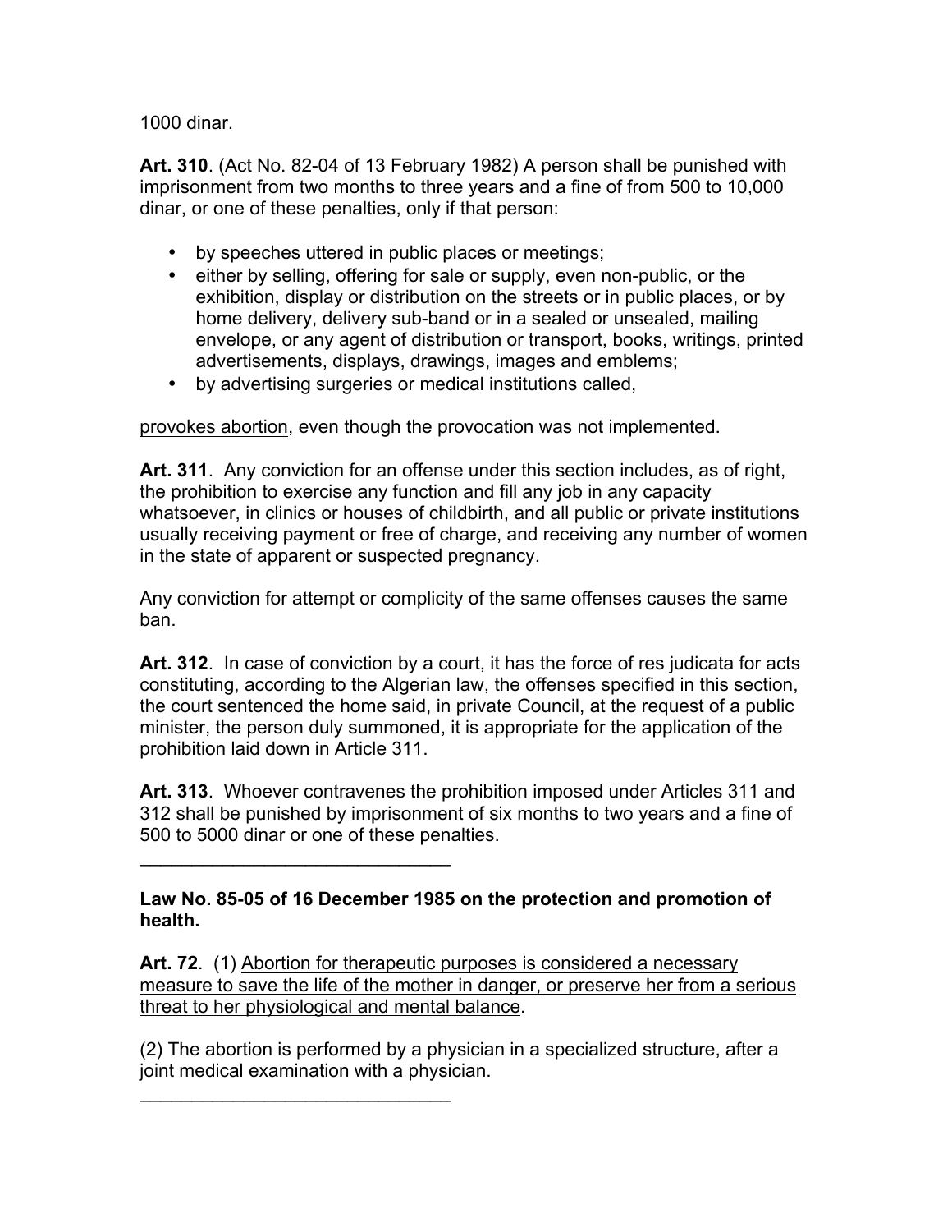1000 dinar.

**Art. 310**. (Act No. 82-04 of 13 February 1982) A person shall be punished with imprisonment from two months to three years and a fine of from 500 to 10,000 dinar, or one of these penalties, only if that person:

- by speeches uttered in public places or meetings;
- either by selling, offering for sale or supply, even non-public, or the exhibition, display or distribution on the streets or in public places, or by home delivery, delivery sub-band or in a sealed or unsealed, mailing envelope, or any agent of distribution or transport, books, writings, printed advertisements, displays, drawings, images and emblems;
- by advertising surgeries or medical institutions called,

provokes abortion, even though the provocation was not implemented.

**Art. 311**. Any conviction for an offense under this section includes, as of right, the prohibition to exercise any function and fill any job in any capacity whatsoever, in clinics or houses of childbirth, and all public or private institutions usually receiving payment or free of charge, and receiving any number of women in the state of apparent or suspected pregnancy.

Any conviction for attempt or complicity of the same offenses causes the same ban.

**Art. 312**. In case of conviction by a court, it has the force of res judicata for acts constituting, according to the Algerian law, the offenses specified in this section, the court sentenced the home said, in private Council, at the request of a public minister, the person duly summoned, it is appropriate for the application of the prohibition laid down in Article 311.

**Art. 313**. Whoever contravenes the prohibition imposed under Articles 311 and 312 shall be punished by imprisonment of six months to two years and a fine of 500 to 5000 dinar or one of these penalties.

---

**Law No. 85-05 of 16 December 1985 on the protection and promotion of health.**

**Art. 72**. (1) Abortion for therapeutic purposes is considered a necessary measure to save the life of the mother in danger, or preserve her from a serious threat to her physiological and mental balance.

(2) The abortion is performed by a physician in a specialized structure, after a joint medical examination with a physician.

---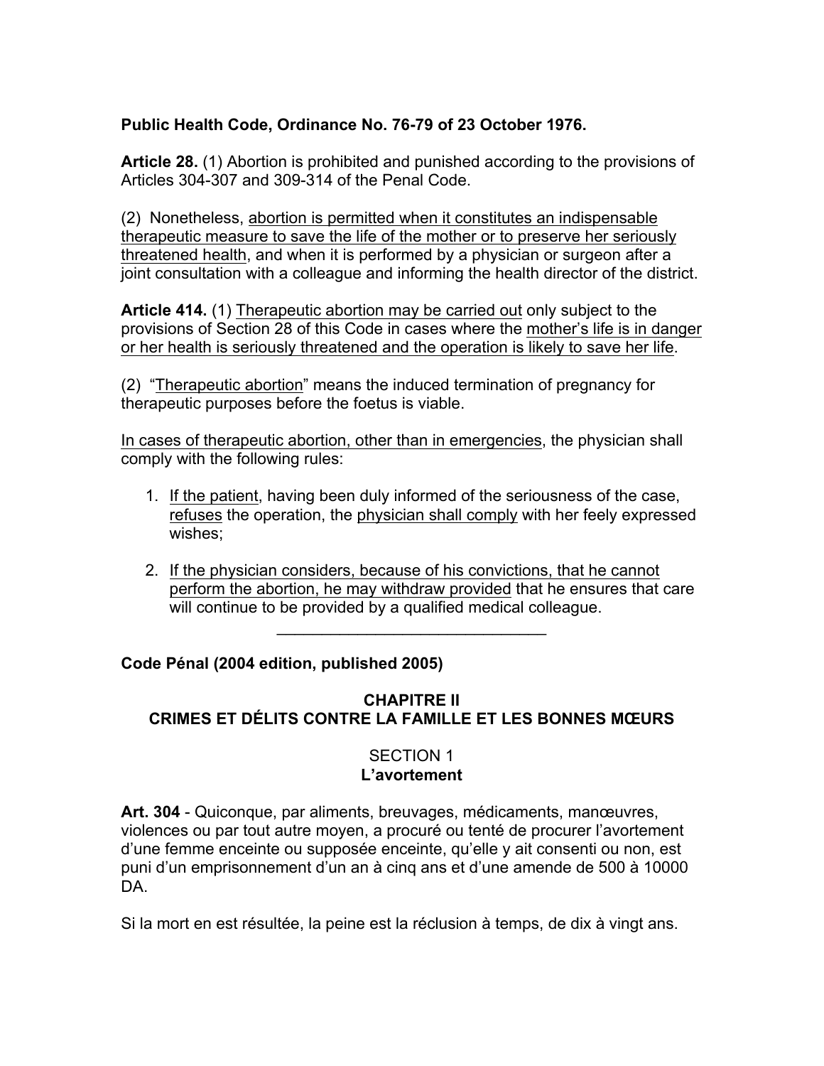**Public Health Code, Ordinance No. 76-79 of 23 October 1976.**

**Article 28.** (1) Abortion is prohibited and punished according to the provisions of Articles 304-307 and 309-314 of the Penal Code.

(2) Nonetheless, abortion is permitted when it constitutes an indispensable therapeutic measure to save the life of the mother or to preserve her seriously threatened health, and when it is performed by a physician or surgeon after a joint consultation with a colleague and informing the health director of the district.

**Article 414.** (1) Therapeutic abortion may be carried out only subject to the provisions of Section 28 of this Code in cases where the mother's life is in danger or her health is seriously threatened and the operation is likely to save her life.

(2) "Therapeutic abortion" means the induced termination of pregnancy for therapeutic purposes before the foetus is viable.

In cases of therapeutic abortion, other than in emergencies, the physician shall comply with the following rules:

1. If the patient, having been duly informed of the seriousness of the case, refuses the operation, the physician shall comply with her feely expressed wishes;
2. If the physician considers, because of his convictions, that he cannot perform the abortion, he may withdraw provided that he ensures that care will continue to be provided by a qualified medical colleague.

---

**Code Pénal (2004 edition, published 2005)**

## CHAPITRE II
## CRIMES ET DÉLITS CONTRE LA FAMILLE ET LES BONNES MŒURS

### SECTION 1
### L'avortement

**Art. 304** - Quiconque, par aliments, breuvages, médicaments, manœuvres, violences ou par tout autre moyen, a procuré ou tenté de procurer l'avortement d'une femme enceinte ou supposée enceinte, qu'elle y ait consenti ou non, est puni d'un emprisonnement d'un an à cinq ans et d'une amende de 500 à 10000 DA.

Si la mort en est résultée, la peine est la réclusion à temps, de dix à vingt ans.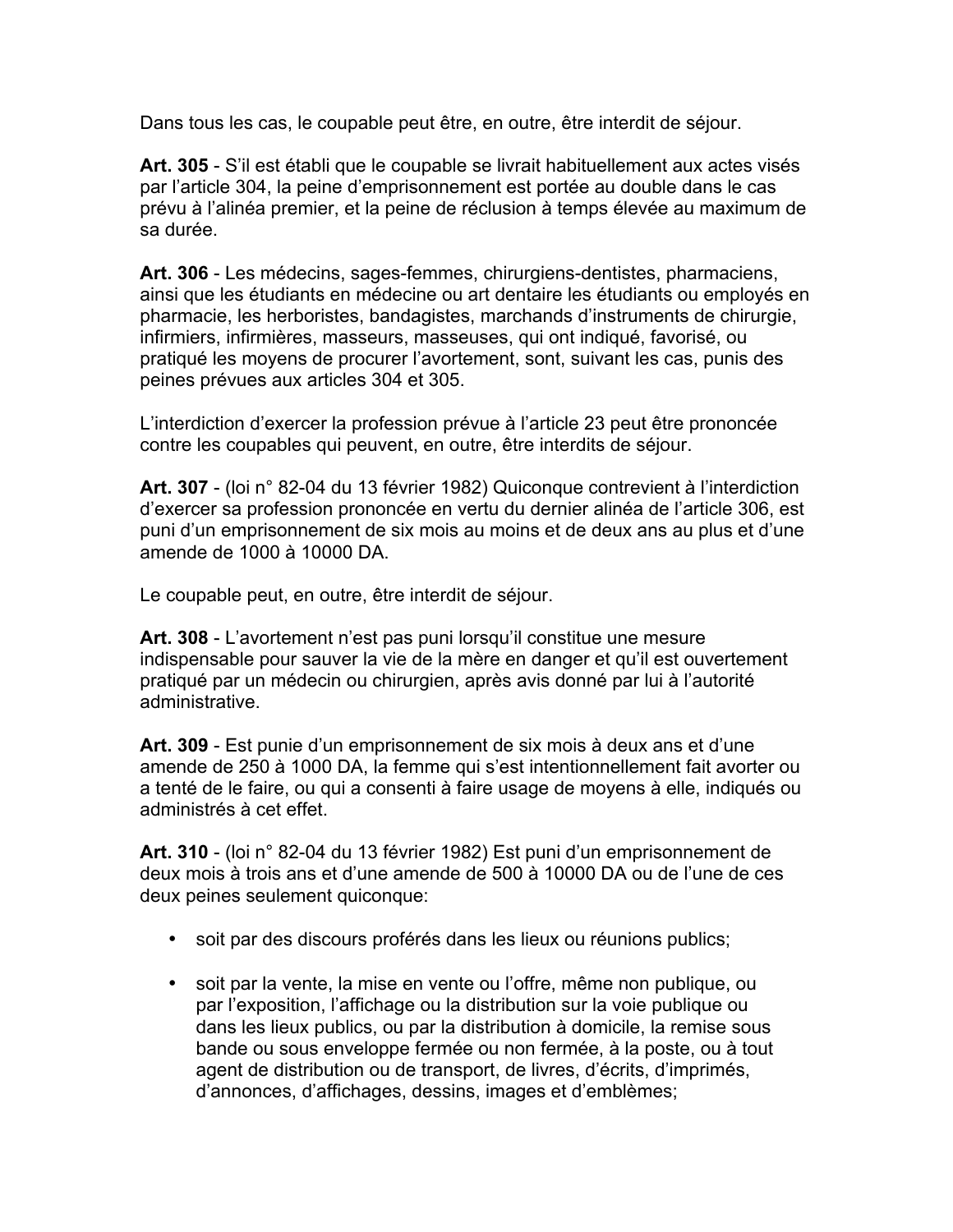Dans tous les cas, le coupable peut être, en outre, être interdit de séjour.

**Art. 305** - S'il est établi que le coupable se livrait habituellement aux actes visés par l'article 304, la peine d'emprisonnement est portée au double dans le cas prévu à l'alinéa premier, et la peine de réclusion à temps élevée au maximum de sa durée.

**Art. 306** - Les médecins, sages-femmes, chirurgiens-dentistes, pharmaciens, ainsi que les étudiants en médecine ou art dentaire les étudiants ou employés en pharmacie, les herboristes, bandagistes, marchands d'instruments de chirurgie, infirmiers, infirmières, masseurs, masseuses, qui ont indiqué, favorisé, ou pratiqué les moyens de procurer l'avortement, sont, suivant les cas, punis des peines prévues aux articles 304 et 305.

L'interdiction d'exercer la profession prévue à l'article 23 peut être prononcée contre les coupables qui peuvent, en outre, être interdits de séjour.

**Art. 307** - (loi n° 82-04 du 13 février 1982) Quiconque contrevient à l'interdiction d'exercer sa profession prononcée en vertu du dernier alinéa de l'article 306, est puni d'un emprisonnement de six mois au moins et de deux ans au plus et d'une amende de 1000 à 10000 DA.

Le coupable peut, en outre, être interdit de séjour.

**Art. 308** - L'avortement n'est pas puni lorsqu'il constitue une mesure indispensable pour sauver la vie de la mère en danger et qu'il est ouvertement pratiqué par un médecin ou chirurgien, après avis donné par lui à l'autorité administrative.

**Art. 309** - Est punie d'un emprisonnement de six mois à deux ans et d'une amende de 250 à 1000 DA, la femme qui s'est intentionnellement fait avorter ou a tenté de le faire, ou qui a consenti à faire usage de moyens à elle, indiqués ou administrés à cet effet.

**Art. 310** - (loi n° 82-04 du 13 février 1982) Est puni d'un emprisonnement de deux mois à trois ans et d'une amende de 500 à 10000 DA ou de l'une de ces deux peines seulement quiconque:

- soit par des discours proférés dans les lieux ou réunions publics;
- soit par la vente, la mise en vente ou l'offre, même non publique, ou par l'exposition, l'affichage ou la distribution sur la voie publique ou dans les lieux publics, ou par la distribution à domicile, la remise sous bande ou sous enveloppe fermée ou non fermée, à la poste, ou à tout agent de distribution ou de transport, de livres, d'écrits, d'imprimés, d'annonces, d'affichages, dessins, images et d'emblèmes;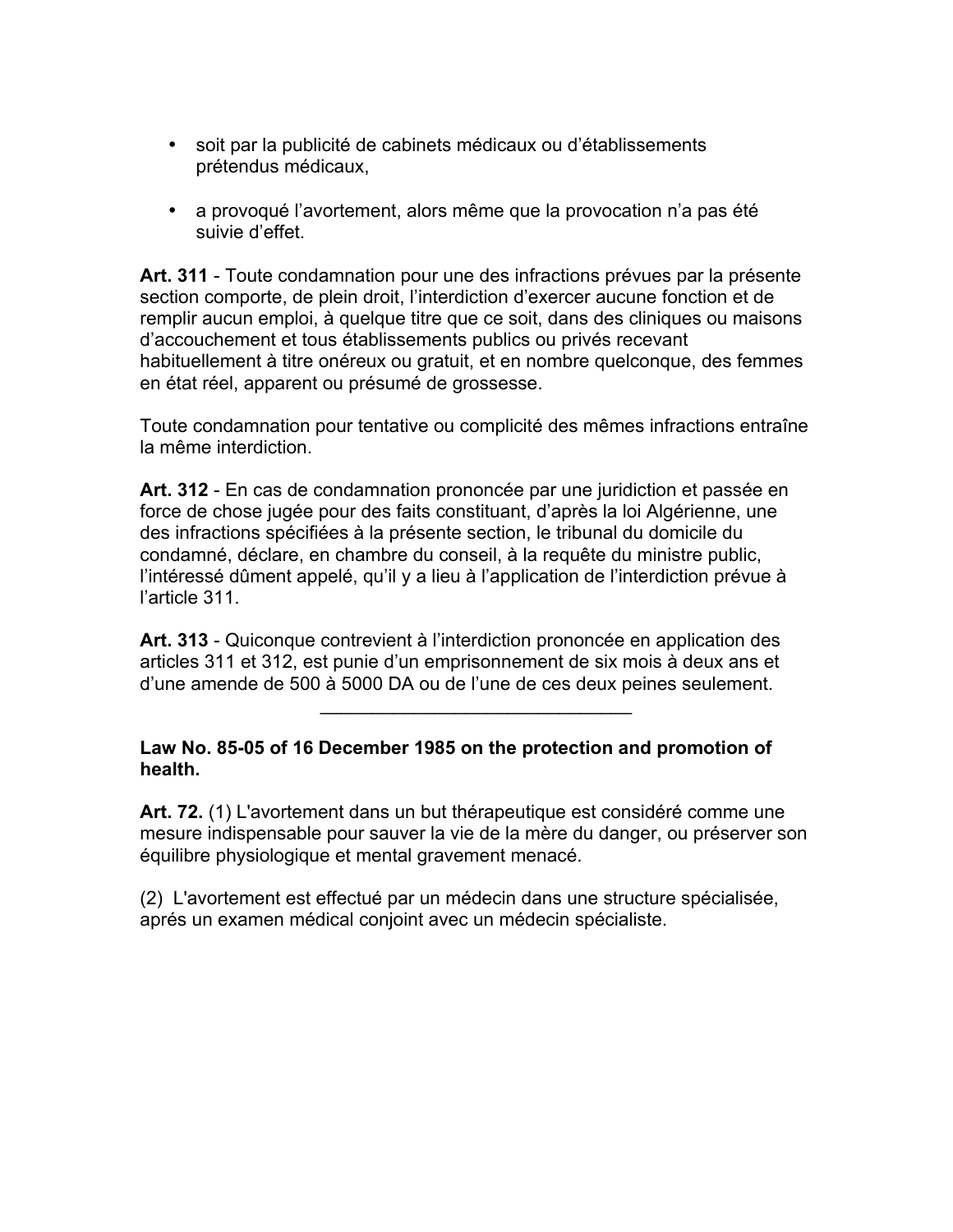- soit par la publicité de cabinets médicaux ou d'établissements prétendus médicaux,

- a provoqué l'avortement, alors même que la provocation n'a pas été suivie d'effet.

**Art. 311** - Toute condamnation pour une des infractions prévues par la présente section comporte, de plein droit, l'interdiction d'exercer aucune fonction et de remplir aucun emploi, à quelque titre que ce soit, dans des cliniques ou maisons d'accouchement et tous établissements publics ou privés recevant habituellement à titre onéreux ou gratuit, et en nombre quelconque, des femmes en état réel, apparent ou présumé de grossesse.

Toute condamnation pour tentative ou complicité des mêmes infractions entraîne la même interdiction.

**Art. 312** - En cas de condamnation prononcée par une juridiction et passée en force de chose jugée pour des faits constituant, d'après la loi Algérienne, une des infractions spécifiées à la présente section, le tribunal du domicile du condamné, déclare, en chambre du conseil, à la requête du ministre public, l'intéressé dûment appelé, qu'il y a lieu à l'application de l'interdiction prévue à l'article 311.

**Art. 313** - Quiconque contrevient à l'interdiction prononcée en application des articles 311 et 312, est punie d'un emprisonnement de six mois à deux ans et d'une amende de 500 à 5000 DA ou de l'une de ces deux peines seulement.

---

**Law No. 85-05 of 16 December 1985 on the protection and promotion of health.**

**Art. 72.** (1) L'avortement dans un but thérapeutique est considéré comme une mesure indispensable pour sauver la vie de la mère du danger, ou préserver son équilibre physiologique et mental gravement menacé.

(2) L'avortement est effectué par un médecin dans une structure spécialisée, aprés un examen médical conjoint avec un médecin spécialiste.